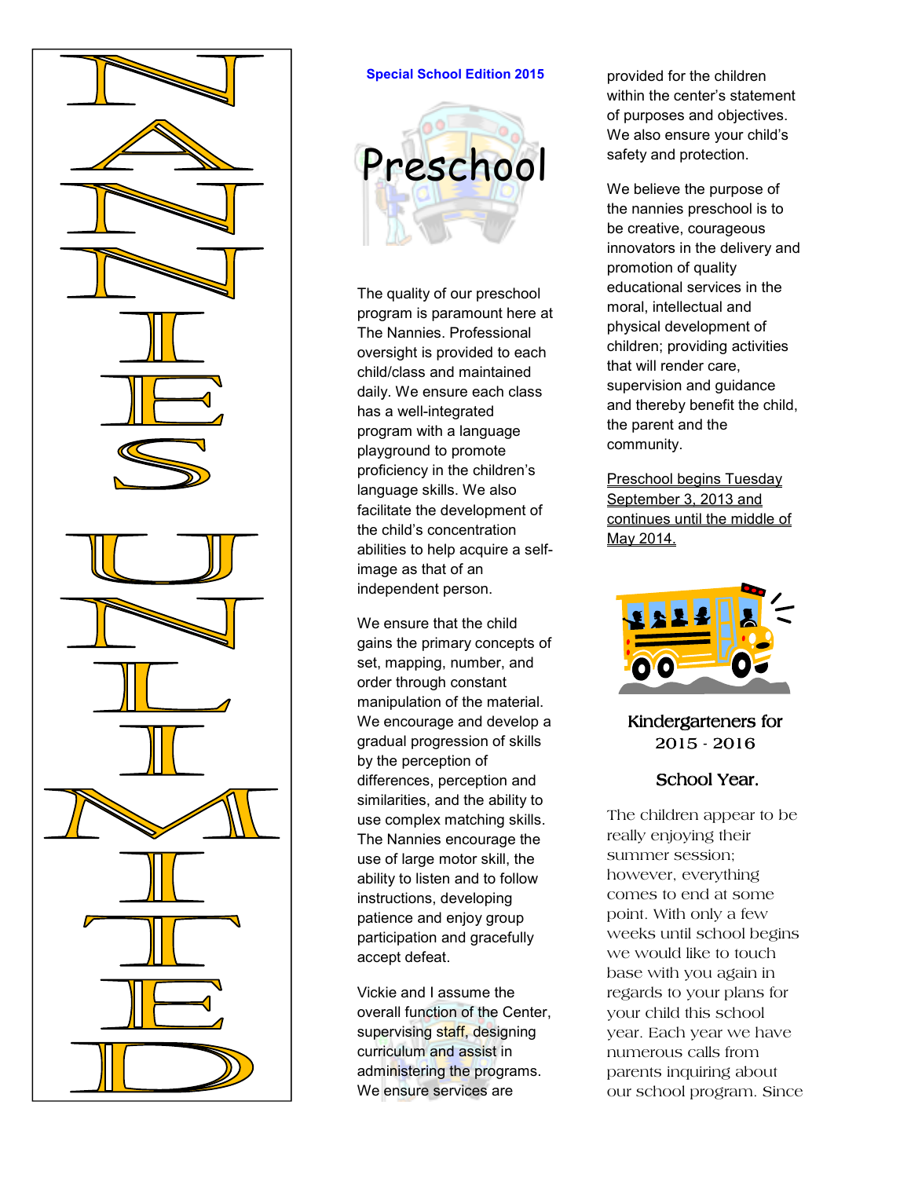# NANNIES UNLIMITED

**Special School Edition 2015**

# Preschool

The quality of our preschool program is paramount here at The Nannies. Professional oversight is provided to each child/class and maintained daily. We ensure each class has a well-integrated program with a language playground to promote proficiency in the children's language skills. We also facilitate the development of the child's concentration abilities to help acquire a self-image as that of an independent person.

We ensure that the child gains the primary concepts of set, mapping, number, and order through constant manipulation of the material. We encourage and develop a gradual progression of skills by the perception of differences, perception and similarities, and the ability to use complex matching skills. The Nannies encourage the use of large motor skill, the ability to listen and to follow instructions, developing patience and enjoy group participation and gracefully accept defeat.

Vickie and I assume the overall function of the Center, supervising staff, designing curriculum and assist in administering the programs. We ensure services are provided for the children within the center's statement of purposes and objectives. We also ensure your child's safety and protection.

We believe the purpose of the nannies preschool is to be creative, courageous innovators in the delivery and promotion of quality educational services in the moral, intellectual and physical development of children; providing activities that will render care, supervision and guidance and thereby benefit the child, the parent and the community.

<u>Preschool begins Tuesday September 3, 2013 and continues until the middle of May 2014.</u>

## Kindergarteners for 2015 - 2016

## School Year.

The children appear to be really enjoying their summer session; however, everything comes to end at some point. With only a few weeks until school begins we would like to touch base with you again in regards to your plans for your child this school year. Each year we have numerous calls from parents inquiring about our school program. Since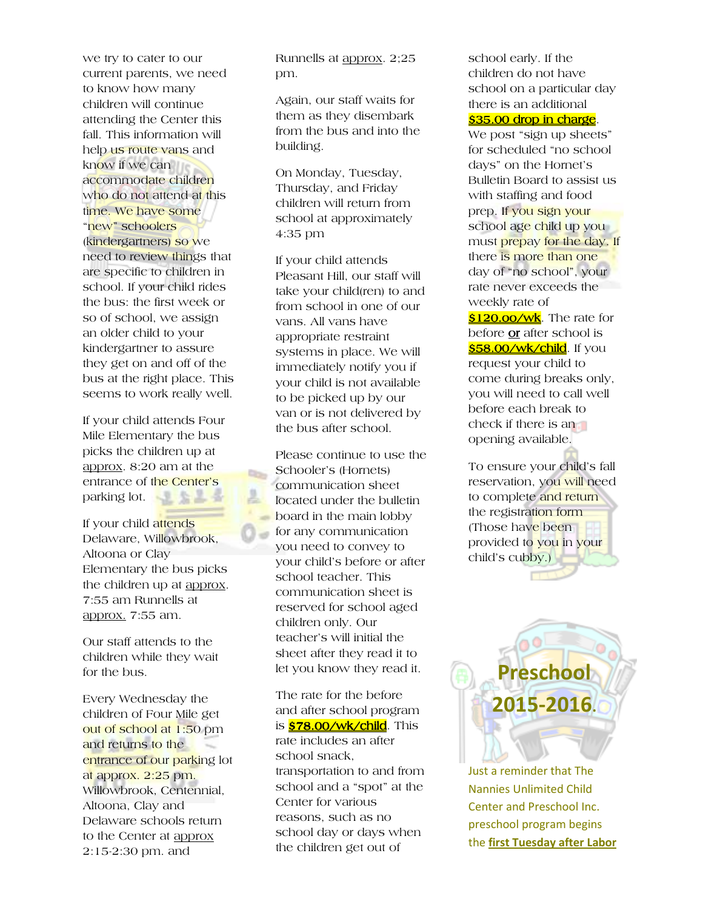we try to cater to our current parents, we need to know how many children will continue attending the Center this fall. This information will help us route vans and know if we can accommodate children who do not attend at this time. We have some "new" schoolers (kindergartners) so we need to review things that are specific to children in school. If your child rides the bus: the first week or so of school, we assign an older child to your kindergartner to assure they get on and off of the bus at the right place. This seems to work really well.

If your child attends Four Mile Elementary the bus picks the children up at approx. 8:20 am at the entrance of the Center's parking lot.

If your child attends Delaware, Willowbrook, Altoona or Clay Elementary the bus picks the children up at approx. 7:55 am Runnells at approx. 7:55 am.

Our staff attends to the children while they wait for the bus.

Every Wednesday the children of Four Mile get out of school at 1:50 pm and returns to the entrance of our parking lot at approx. 2:25 pm. Willowbrook, Centennial, Altoona, Clay and Delaware schools return to the Center at approx 2:15-2:30 pm. and Runnells at approx. 2;25 pm.

Again, our staff waits for them as they disembark from the bus and into the building.

On Monday, Tuesday, Thursday, and Friday children will return from school at approximately 4:35 pm

If your child attends Pleasant Hill, our staff will take your child(ren) to and from school in one of our vans. All vans have appropriate restraint systems in place. We will immediately notify you if your child is not available to be picked up by our van or is not delivered by the bus after school.

Please continue to use the Schooler's (Hornets) communication sheet located under the bulletin board in the main lobby for any communication you need to convey to your child's before or after school teacher. This communication sheet is reserved for school aged children only. Our teacher's will initial the sheet after they read it to let you know they read it.

The rate for the before and after school program is **$78.00/wk/child**. This rate includes an after school snack, transportation to and from school and a "spot" at the Center for various reasons, such as no school day or days when the children get out of school early. If the children do not have school on a particular day there is an additional **$35.00 drop in charge**. We post "sign up sheets" for scheduled "no school days" on the Hornet's Bulletin Board to assist us with staffing and food prep. If you sign your school age child up you must prepay for the day. If there is more than one day of "no school", your rate never exceeds the weekly rate of **$120.oo/wk**. The rate for before **or** after school is **$58.00/wk/child**. If you request your child to come during breaks only, you will need to call well before each break to check if there is an opening available.

To ensure your child's fall reservation, you will need to complete and return the registration form (Those have been provided to you in your child's cubby.)

## Preschool 2015-2016.

Just a reminder that The Nannies Unlimited Child Center and Preschool Inc. preschool program begins the **first Tuesday after Labor**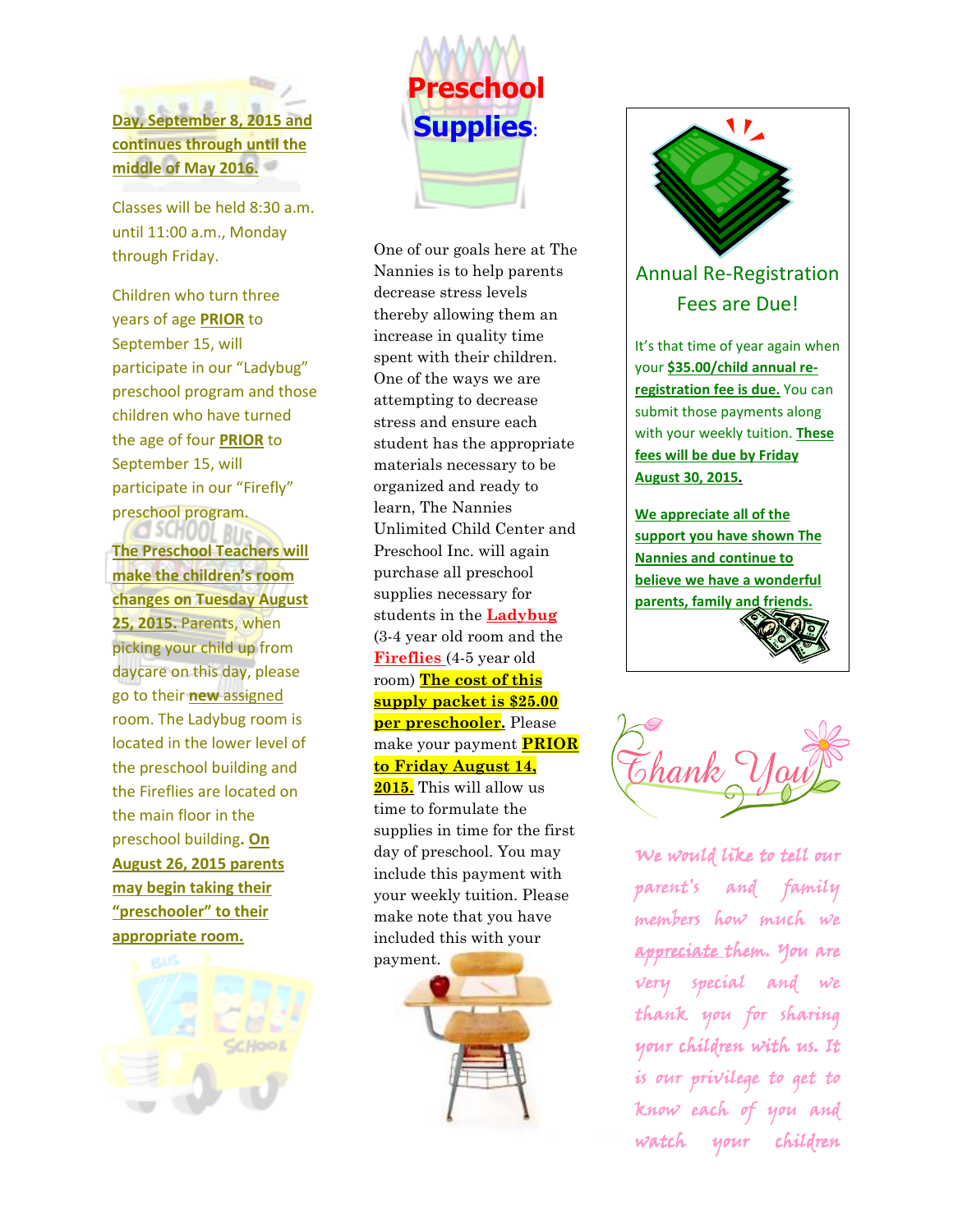**Day, September 8, 2015 and continues through until the middle of May 2016.**

Classes will be held 8:30 a.m. until 11:00 a.m., Monday through Friday.

Children who turn three years of age **PRIOR** to September 15, will participate in our "Ladybug" preschool program and those children who have turned the age of four **PRIOR** to September 15, will participate in our "Firefly" preschool program.

**The Preschool Teachers will make the children's room changes on Tuesday August 25, 2015.** Parents, when picking your child up from daycare on this day, please go to their **new** assigned room. The Ladybug room is located in the lower level of the preschool building and the Fireflies are located on the main floor in the preschool building. **On August 26, 2015 parents may begin taking their "preschooler" to their appropriate room.**

# Preschool Supplies:

One of our goals here at The Nannies is to help parents decrease stress levels thereby allowing them an increase in quality time spent with their children. One of the ways we are attempting to decrease stress and ensure each student has the appropriate materials necessary to be organized and ready to learn, The Nannies Unlimited Child Center and Preschool Inc. will again purchase all preschool supplies necessary for students in the **Ladybug** (3-4 year old room and the **Fireflies** (4-5 year old room) **The cost of this supply packet is $25.00 per preschooler.** Please make your payment **PRIOR to Friday August 14, 2015.** This will allow us time to formulate the supplies in time for the first day of preschool. You may include this payment with your weekly tuition. Please make note that you have included this with your payment.

## Annual Re-Registration Fees are Due!

It's that time of year again when your **$35.00/child annual re-registration fee is due.** You can submit those payments along with your weekly tuition. **These fees will be due by Friday August 30, 2015.**

**We appreciate all of the support you have shown The Nannies and continue to believe we have a wonderful parents, family and friends.**

## Thank You

*We would like to tell our parent's and family members how much we appreciate them. You are very special and we thank you for sharing your children with us. It is our privilege to get to know each of you and watch your children*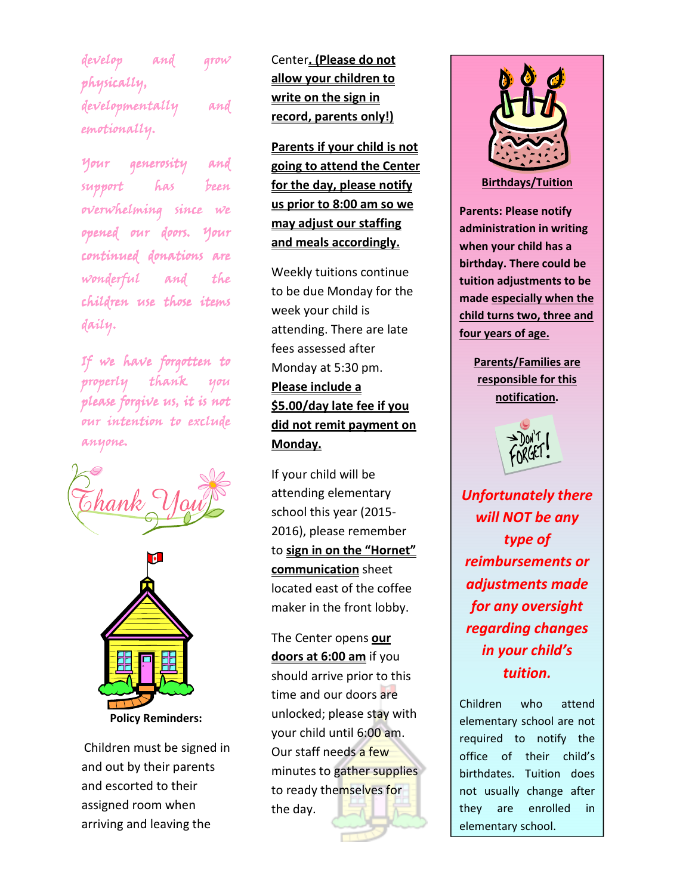*develop and grow physically, developmentally and emotionally.*

*Your generosity and support has been overwhelming since we opened our doors. Your continued donations are wonderful and the children use those items daily.*

*If we have forgotten to properly thank you please forgive us, it is not our intention to exclude anyone.*

*Thank You*

**Policy Reminders:**

Children must be signed in and out by their parents and escorted to their assigned room when arriving and leaving the Center**. (Please do not allow your children to write on the sign in record, parents only!)**

**Parents if your child is not going to attend the Center for the day, please notify us prior to 8:00 am so we may adjust our staffing and meals accordingly.**

Weekly tuitions continue to be due Monday for the week your child is attending. There are late fees assessed after Monday at 5:30 pm. **Please include a $5.00/day late fee if you did not remit payment on Monday.**

If your child will be attending elementary school this year (2015-2016), please remember to **sign in on the "Hornet" communication** sheet located east of the coffee maker in the front lobby.

The Center opens **our doors at 6:00 am** if you should arrive prior to this time and our doors are unlocked; please stay with your child until 6:00 am. Our staff needs a few minutes to gather supplies to ready themselves for the day.

**Birthdays/Tuition**

**Parents: Please notify administration in writing when your child has a birthday. There could be tuition adjustments to be made especially when the child turns two, three and four years of age.**

**Parents/Families are responsible for this notification.**

DON'T FORGET!

***Unfortunately there will NOT be any type of reimbursements or adjustments made for any oversight regarding changes in your child's tuition.***

Children who attend elementary school are not required to notify the office of their child's birthdates. Tuition does not usually change after they are enrolled in elementary school.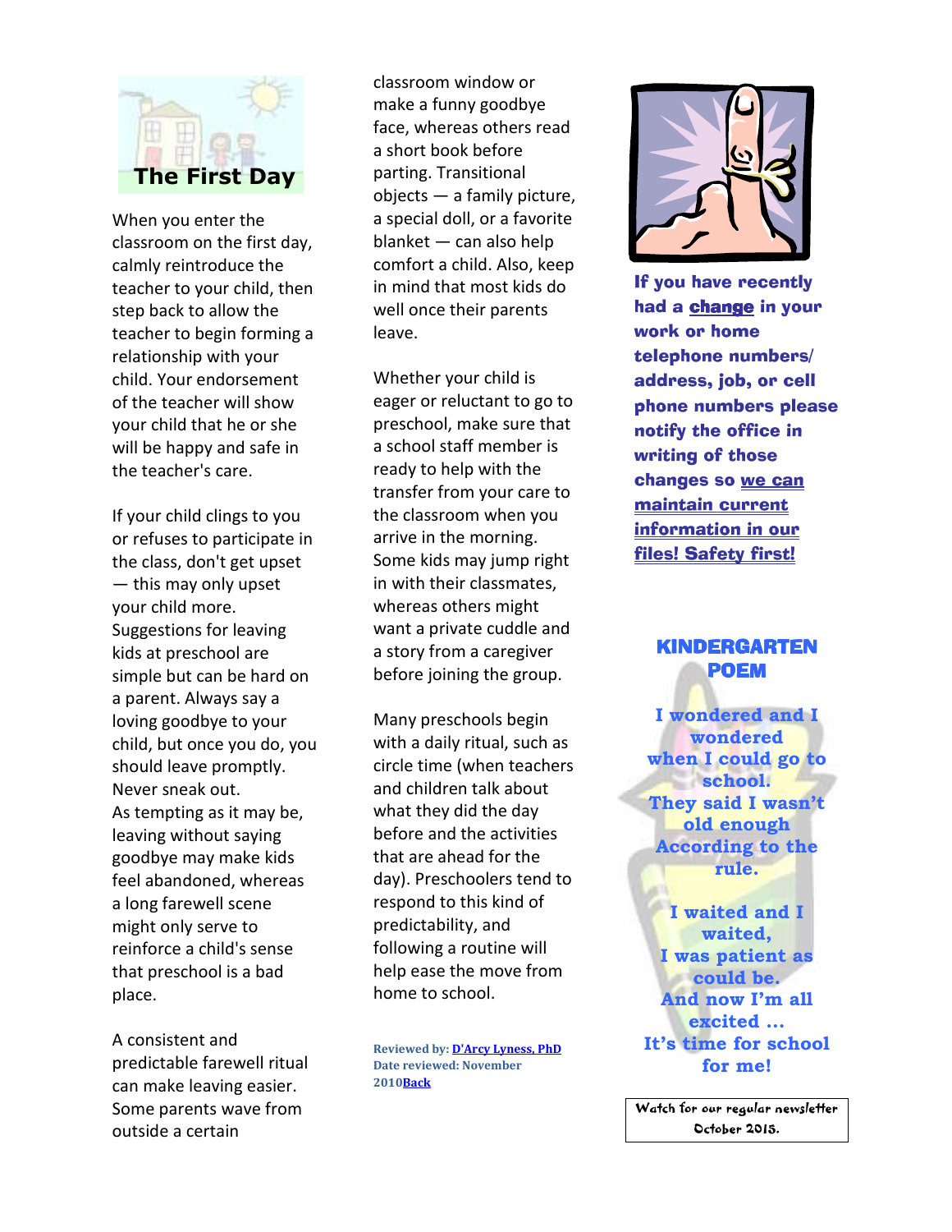## The First Day

When you enter the classroom on the first day, calmly reintroduce the teacher to your child, then step back to allow the teacher to begin forming a relationship with your child. Your endorsement of the teacher will show your child that he or she will be happy and safe in the teacher's care.

If your child clings to you or refuses to participate in the class, don't get upset — this may only upset your child more. Suggestions for leaving kids at preschool are simple but can be hard on a parent. Always say a loving goodbye to your child, but once you do, you should leave promptly. Never sneak out. As tempting as it may be, leaving without saying goodbye may make kids feel abandoned, whereas a long farewell scene might only serve to reinforce a child's sense that preschool is a bad place.

A consistent and predictable farewell ritual can make leaving easier. Some parents wave from outside a certain classroom window or make a funny goodbye face, whereas others read a short book before parting. Transitional objects — a family picture, a special doll, or a favorite blanket — can also help comfort a child. Also, keep in mind that most kids do well once their parents leave.

Whether your child is eager or reluctant to go to preschool, make sure that a school staff member is ready to help with the transfer from your care to the classroom when you arrive in the morning. Some kids may jump right in with their classmates, whereas others might want a private cuddle and a story from a caregiver before joining the group.

Many preschools begin with a daily ritual, such as circle time (when teachers and children talk about what they did the day before and the activities that are ahead for the day). Preschoolers tend to respond to this kind of predictability, and following a routine will help ease the move from home to school.

Reviewed by: D'Arcy Lyness, PhD
Date reviewed: November 2010Back

**If you have recently had a change in your work or home telephone numbers/ address, job, or cell phone numbers please notify the office in writing of those changes so we can maintain current information in our files! Safety first!**

## KINDERGARTEN POEM

**I wondered and I wondered**
**when I could go to school.**
**They said I wasn't old enough**
**According to the rule.**

**I waited and I waited,**
**I was patient as could be.**
**And now I'm all excited …**
**It's time for school for me!**

Watch for our regular newsletter October 2015.